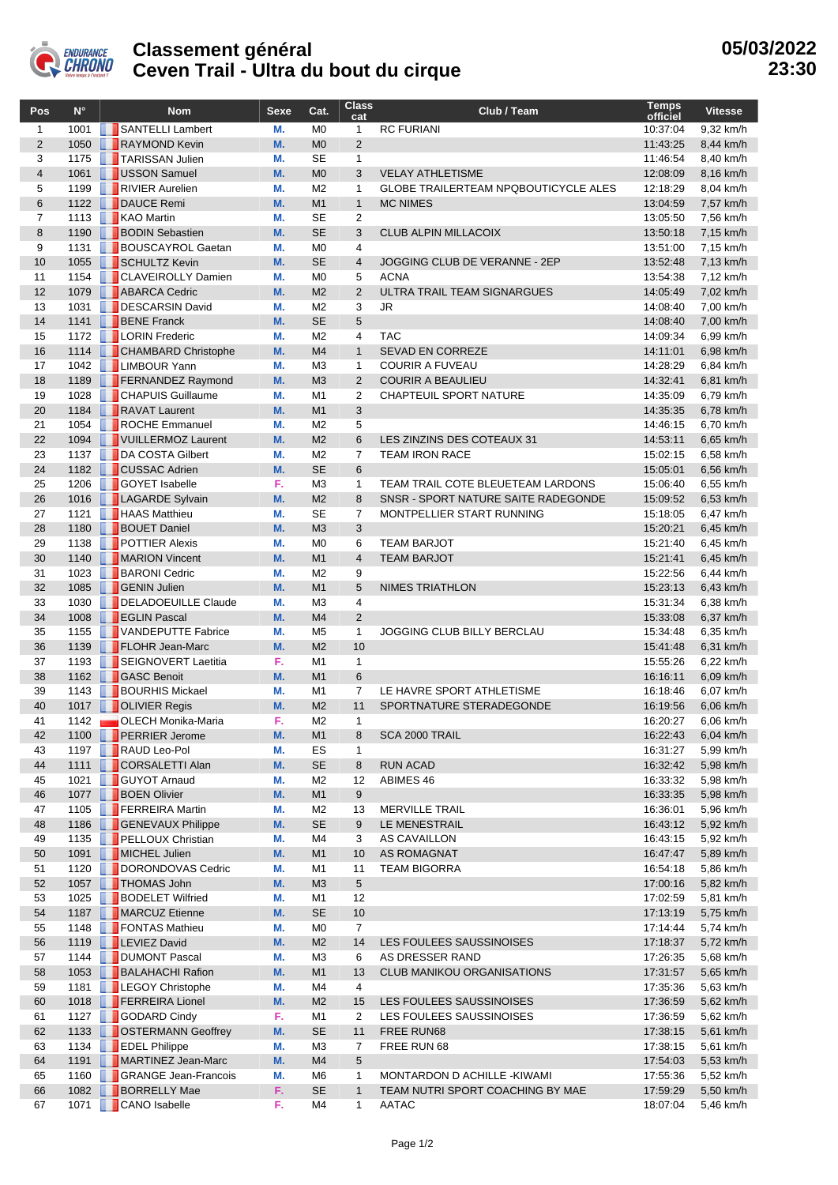# Classement général
## Ceven Trail - Ultra du bout du cirque

**05/03/2022 23:30**

| Pos | N° | Nom | Sexe | Cat. | Class cat | Club / Team | Temps officiel | Vitesse |
|---|---|---|---|---|---|---|---|---|
| 1 | 1001 | SANTELLI Lambert | M. | M0 | 1 | RC FURIANI | 10:37:04 | 9,32 km/h |
| 2 | 1050 | RAYMOND Kevin | M. | M0 | 2 | | 11:43:25 | 8,44 km/h |
| 3 | 1175 | TARISSAN Julien | M. | SE | 1 | | 11:46:54 | 8,40 km/h |
| 4 | 1061 | USSON Samuel | M. | M0 | 3 | VELAY ATHLETISME | 12:08:09 | 8,16 km/h |
| 5 | 1199 | RIVIER Aurelien | M. | M2 | 1 | GLOBE TRAILERTEAM NPQBOUTICYCLE ALES | 12:18:29 | 8,04 km/h |
| 6 | 1122 | DAUCE Remi | M. | M1 | 1 | MC NIMES | 13:04:59 | 7,57 km/h |
| 7 | 1113 | KAO Martin | M. | SE | 2 | | 13:05:50 | 7,56 km/h |
| 8 | 1190 | BODIN Sebastien | M. | SE | 3 | CLUB ALPIN MILLACOIX | 13:50:18 | 7,15 km/h |
| 9 | 1131 | BOUSCAYROL Gaetan | M. | M0 | 4 | | 13:51:00 | 7,15 km/h |
| 10 | 1055 | SCHULTZ Kevin | M. | SE | 4 | JOGGING CLUB DE VERANNE - 2EP | 13:52:48 | 7,13 km/h |
| 11 | 1154 | CLAVEIROLLY Damien | M. | M0 | 5 | ACNA | 13:54:38 | 7,12 km/h |
| 12 | 1079 | ABARCA Cedric | M. | M2 | 2 | ULTRA TRAIL TEAM SIGNARGUES | 14:05:49 | 7,02 km/h |
| 13 | 1031 | DESCARSIN David | M. | M2 | 3 | JR | 14:08:40 | 7,00 km/h |
| 14 | 1141 | BENE Franck | M. | SE | 5 | | 14:08:40 | 7,00 km/h |
| 15 | 1172 | LORIN Frederic | M. | M2 | 4 | TAC | 14:09:34 | 6,99 km/h |
| 16 | 1114 | CHAMBARD Christophe | M. | M4 | 1 | SEVAD EN CORREZE | 14:11:01 | 6,98 km/h |
| 17 | 1042 | LIMBOUR Yann | M. | M3 | 1 | COURIR A FUVEAU | 14:28:29 | 6,84 km/h |
| 18 | 1189 | FERNANDEZ Raymond | M. | M3 | 2 | COURIR A BEAULIEU | 14:32:41 | 6,81 km/h |
| 19 | 1028 | CHAPUIS Guillaume | M. | M1 | 2 | CHAPTEUIL SPORT NATURE | 14:35:09 | 6,79 km/h |
| 20 | 1184 | RAVAT Laurent | M. | M1 | 3 | | 14:35:35 | 6,78 km/h |
| 21 | 1054 | ROCHE Emmanuel | M. | M2 | 5 | | 14:46:15 | 6,70 km/h |
| 22 | 1094 | VUILLERMOZ Laurent | M. | M2 | 6 | LES ZINZINS DES COTEAUX 31 | 14:53:11 | 6,65 km/h |
| 23 | 1137 | DA COSTA Gilbert | M. | M2 | 7 | TEAM IRON RACE | 15:02:15 | 6,58 km/h |
| 24 | 1182 | CUSSAC Adrien | M. | SE | 6 | | 15:05:01 | 6,56 km/h |
| 25 | 1206 | GOYET Isabelle | F. | M3 | 1 | TEAM TRAIL COTE BLEUETEAM LARDONS | 15:06:40 | 6,55 km/h |
| 26 | 1016 | LAGARDE Sylvain | M. | M2 | 8 | SNSR - SPORT NATURE SAITE RADEGONDE | 15:09:52 | 6,53 km/h |
| 27 | 1121 | HAAS Matthieu | M. | SE | 7 | MONTPELLIER START RUNNING | 15:18:05 | 6,47 km/h |
| 28 | 1180 | BOUET Daniel | M. | M3 | 3 | | 15:20:21 | 6,45 km/h |
| 29 | 1138 | POTTIER Alexis | M. | M0 | 6 | TEAM BARJOT | 15:21:40 | 6,45 km/h |
| 30 | 1140 | MARION Vincent | M. | M1 | 4 | TEAM BARJOT | 15:21:41 | 6,45 km/h |
| 31 | 1023 | BARONI Cedric | M. | M2 | 9 | | 15:22:56 | 6,44 km/h |
| 32 | 1085 | GENIN Julien | M. | M1 | 5 | NIMES TRIATHLON | 15:23:13 | 6,43 km/h |
| 33 | 1030 | DELADOEUILLE Claude | M. | M3 | 4 | | 15:31:34 | 6,38 km/h |
| 34 | 1008 | EGLIN Pascal | M. | M4 | 2 | | 15:33:08 | 6,37 km/h |
| 35 | 1155 | VANDEPUTTE Fabrice | M. | M5 | 1 | JOGGING CLUB BILLY BERCLAU | 15:34:48 | 6,35 km/h |
| 36 | 1139 | FLOHR Jean-Marc | M. | M2 | 10 | | 15:41:48 | 6,31 km/h |
| 37 | 1193 | SEIGNOVERT Laetitia | F. | M1 | 1 | | 15:55:26 | 6,22 km/h |
| 38 | 1162 | GASC Benoit | M. | M1 | 6 | | 16:16:11 | 6,09 km/h |
| 39 | 1143 | BOURHIS Mickael | M. | M1 | 7 | LE HAVRE SPORT ATHLETISME | 16:18:46 | 6,07 km/h |
| 40 | 1017 | OLIVIER Regis | M. | M2 | 11 | SPORTNATURE STERADEGONDE | 16:19:56 | 6,06 km/h |
| 41 | 1142 | OLECH Monika-Maria | F. | M2 | 1 | | 16:20:27 | 6,06 km/h |
| 42 | 1100 | PERRIER Jerome | M. | M1 | 8 | SCA 2000 TRAIL | 16:22:43 | 6,04 km/h |
| 43 | 1197 | RAUD Leo-Pol | M. | ES | 1 | | 16:31:27 | 5,99 km/h |
| 44 | 1111 | CORSALETTI Alan | M. | SE | 8 | RUN ACAD | 16:32:42 | 5,98 km/h |
| 45 | 1021 | GUYOT Arnaud | M. | M2 | 12 | ABIMES 46 | 16:33:32 | 5,98 km/h |
| 46 | 1077 | BOEN Olivier | M. | M1 | 9 | | 16:33:35 | 5,98 km/h |
| 47 | 1105 | FERREIRA Martin | M. | M2 | 13 | MERVILLE TRAIL | 16:36:01 | 5,96 km/h |
| 48 | 1186 | GENEVAUX Philippe | M. | SE | 9 | LE MENESTRAIL | 16:43:12 | 5,92 km/h |
| 49 | 1135 | PELLOUX Christian | M. | M4 | 3 | AS CAVAILLON | 16:43:15 | 5,92 km/h |
| 50 | 1091 | MICHEL Julien | M. | M1 | 10 | AS ROMAGNAT | 16:47:47 | 5,89 km/h |
| 51 | 1120 | DORONDOVAS Cedric | M. | M1 | 11 | TEAM BIGORRA | 16:54:18 | 5,86 km/h |
| 52 | 1057 | THOMAS John | M. | M3 | 5 | | 17:00:16 | 5,82 km/h |
| 53 | 1025 | BODELET Wilfried | M. | M1 | 12 | | 17:02:59 | 5,81 km/h |
| 54 | 1187 | MARCUZ Etienne | M. | SE | 10 | | 17:13:19 | 5,75 km/h |
| 55 | 1148 | FONTAS Mathieu | M. | M0 | 7 | | 17:14:44 | 5,74 km/h |
| 56 | 1119 | LEVIEZ David | M. | M2 | 14 | LES FOULEES SAUSSINOISES | 17:18:37 | 5,72 km/h |
| 57 | 1144 | DUMONT Pascal | M. | M3 | 6 | AS DRESSER RAND | 17:26:35 | 5,68 km/h |
| 58 | 1053 | BALAHACHI Rafion | M. | M1 | 13 | CLUB MANIKOU ORGANISATIONS | 17:31:57 | 5,65 km/h |
| 59 | 1181 | LEGOY Christophe | M. | M4 | 4 | | 17:35:36 | 5,63 km/h |
| 60 | 1018 | FERREIRA Lionel | M. | M2 | 15 | LES FOULEES SAUSSINOISES | 17:36:59 | 5,62 km/h |
| 61 | 1127 | GODARD Cindy | F. | M1 | 2 | LES FOULEES SAUSSINOISES | 17:36:59 | 5,62 km/h |
| 62 | 1133 | OSTERMANN Geoffrey | M. | SE | 11 | FREE RUN68 | 17:38:15 | 5,61 km/h |
| 63 | 1134 | EDEL Philippe | M. | M3 | 7 | FREE RUN 68 | 17:38:15 | 5,61 km/h |
| 64 | 1191 | MARTINEZ Jean-Marc | M. | M4 | 5 | | 17:54:03 | 5,53 km/h |
| 65 | 1160 | GRANGE Jean-Francois | M. | M6 | 1 | MONTARDON D ACHILLE -KIWAMI | 17:55:36 | 5,52 km/h |
| 66 | 1082 | BORRELLY Mae | F. | SE | 1 | TEAM NUTRI SPORT COACHING BY MAE | 17:59:29 | 5,50 km/h |
| 67 | 1071 | CANO Isabelle | F. | M4 | 1 | AATAC | 18:07:04 | 5,46 km/h |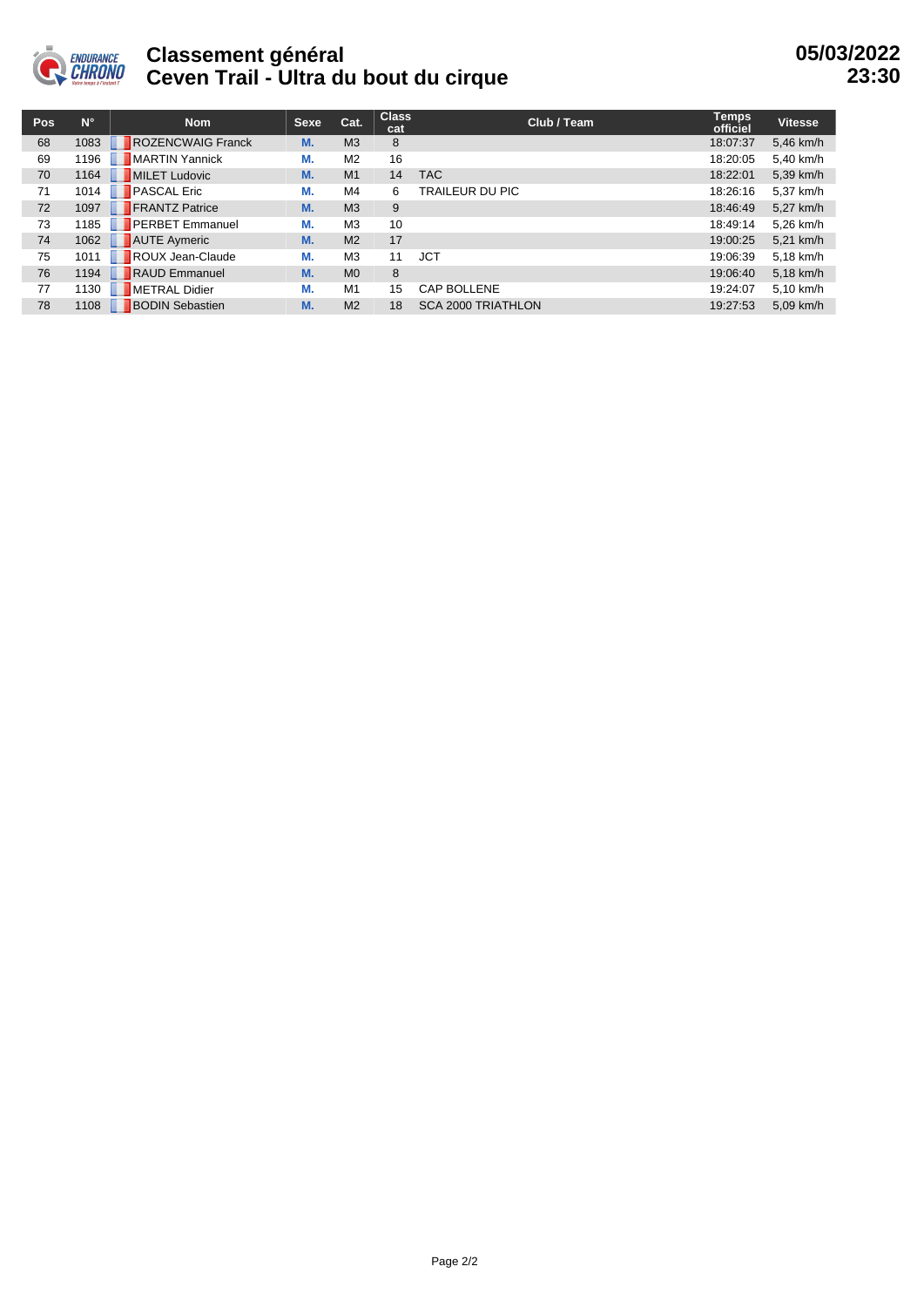# Classement général
## Ceven Trail - Ultra du bout du cirque

**05/03/2022**
**23:30**

| Pos | N° | Nom | Sexe | Cat. | Class cat | Club / Team | Temps officiel | Vitesse |
|---|---|---|---|---|---|---|---|---|
| 68 | 1083 | ROZENCWAIG Franck | M. | M3 | 8 | | 18:07:37 | 5,46 km/h |
| 69 | 1196 | MARTIN Yannick | M. | M2 | 16 | | 18:20:05 | 5,40 km/h |
| 70 | 1164 | MILET Ludovic | M. | M1 | 14 | TAC | 18:22:01 | 5,39 km/h |
| 71 | 1014 | PASCAL Eric | M. | M4 | 6 | TRAILEUR DU PIC | 18:26:16 | 5,37 km/h |
| 72 | 1097 | FRANTZ Patrice | M. | M3 | 9 | | 18:46:49 | 5,27 km/h |
| 73 | 1185 | PERBET Emmanuel | M. | M3 | 10 | | 18:49:14 | 5,26 km/h |
| 74 | 1062 | AUTE Aymeric | M. | M2 | 17 | | 19:00:25 | 5,21 km/h |
| 75 | 1011 | ROUX Jean-Claude | M. | M3 | 11 | JCT | 19:06:39 | 5,18 km/h |
| 76 | 1194 | RAUD Emmanuel | M. | M0 | 8 | | 19:06:40 | 5,18 km/h |
| 77 | 1130 | METRAL Didier | M. | M1 | 15 | CAP BOLLENE | 19:24:07 | 5,10 km/h |
| 78 | 1108 | BODIN Sebastien | M. | M2 | 18 | SCA 2000 TRIATHLON | 19:27:53 | 5,09 km/h |